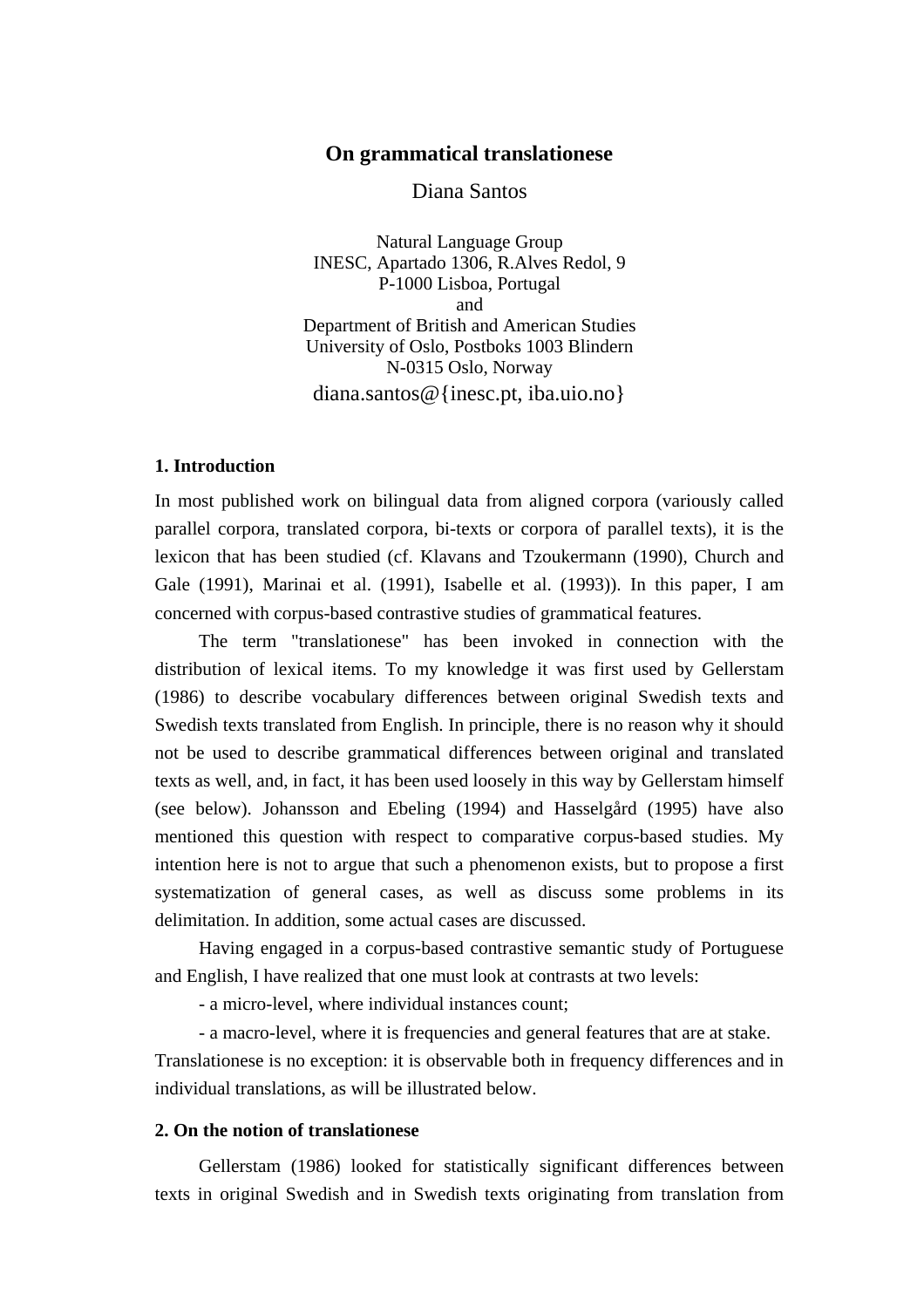# On grammatical translationese

Diana Santos

Natural Language Group
INESC, Apartado 1306, R.Alves Redol, 9
P-1000 Lisboa, Portugal
and
Department of British and American Studies
University of Oslo, Postboks 1003 Blindern
N-0315 Oslo, Norway
diana.santos@{inesc.pt, iba.uio.no}

## 1. Introduction

In most published work on bilingual data from aligned corpora (variously called parallel corpora, translated corpora, bi-texts or corpora of parallel texts), it is the lexicon that has been studied (cf. Klavans and Tzoukermann (1990), Church and Gale (1991), Marinai et al. (1991), Isabelle et al. (1993)). In this paper, I am concerned with corpus-based contrastive studies of grammatical features.

The term "translationese" has been invoked in connection with the distribution of lexical items. To my knowledge it was first used by Gellerstam (1986) to describe vocabulary differences between original Swedish texts and Swedish texts translated from English. In principle, there is no reason why it should not be used to describe grammatical differences between original and translated texts as well, and, in fact, it has been used loosely in this way by Gellerstam himself (see below). Johansson and Ebeling (1994) and Hasselgård (1995) have also mentioned this question with respect to comparative corpus-based studies. My intention here is not to argue that such a phenomenon exists, but to propose a first systematization of general cases, as well as discuss some problems in its delimitation. In addition, some actual cases are discussed.

Having engaged in a corpus-based contrastive semantic study of Portuguese and English, I have realized that one must look at contrasts at two levels:

- a micro-level, where individual instances count;

- a macro-level, where it is frequencies and general features that are at stake.

Translationese is no exception: it is observable both in frequency differences and in individual translations, as will be illustrated below.

## 2. On the notion of translationese

Gellerstam (1986) looked for statistically significant differences between texts in original Swedish and in Swedish texts originating from translation from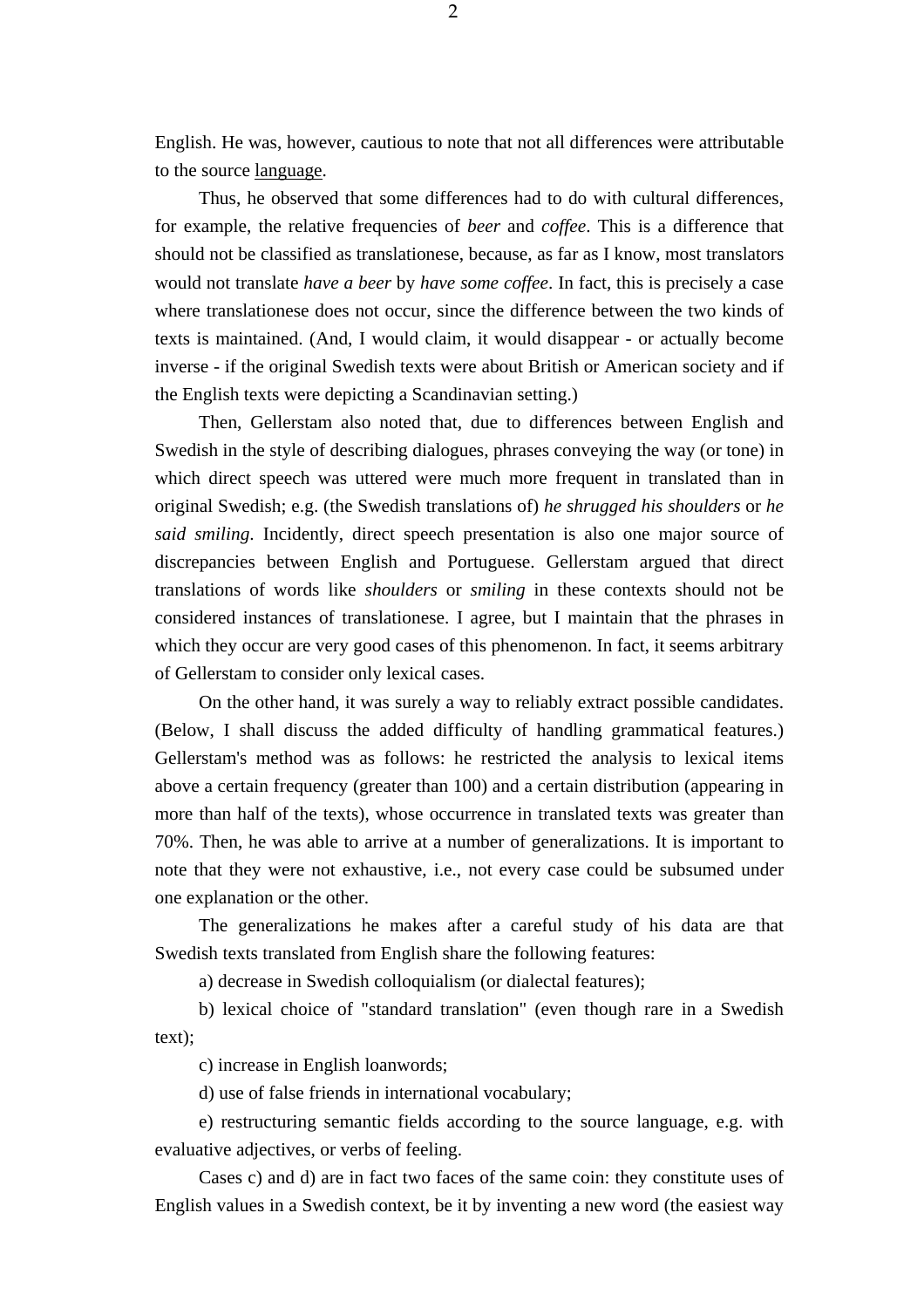English. He was, however, cautious to note that not all differences were attributable to the source language.

Thus, he observed that some differences had to do with cultural differences, for example, the relative frequencies of *beer* and *coffee*. This is a difference that should not be classified as translationese, because, as far as I know, most translators would not translate *have a beer* by *have some coffee*. In fact, this is precisely a case where translationese does not occur, since the difference between the two kinds of texts is maintained. (And, I would claim, it would disappear - or actually become inverse - if the original Swedish texts were about British or American society and if the English texts were depicting a Scandinavian setting.)

Then, Gellerstam also noted that, due to differences between English and Swedish in the style of describing dialogues, phrases conveying the way (or tone) in which direct speech was uttered were much more frequent in translated than in original Swedish; e.g. (the Swedish translations of) *he shrugged his shoulders* or *he said smiling*. Incidently, direct speech presentation is also one major source of discrepancies between English and Portuguese. Gellerstam argued that direct translations of words like *shoulders* or *smiling* in these contexts should not be considered instances of translationese. I agree, but I maintain that the phrases in which they occur are very good cases of this phenomenon. In fact, it seems arbitrary of Gellerstam to consider only lexical cases.

On the other hand, it was surely a way to reliably extract possible candidates. (Below, I shall discuss the added difficulty of handling grammatical features.) Gellerstam's method was as follows: he restricted the analysis to lexical items above a certain frequency (greater than 100) and a certain distribution (appearing in more than half of the texts), whose occurrence in translated texts was greater than 70%. Then, he was able to arrive at a number of generalizations. It is important to note that they were not exhaustive, i.e., not every case could be subsumed under one explanation or the other.

The generalizations he makes after a careful study of his data are that Swedish texts translated from English share the following features:

a) decrease in Swedish colloquialism (or dialectal features);

b) lexical choice of "standard translation" (even though rare in a Swedish text);

c) increase in English loanwords;

d) use of false friends in international vocabulary;

e) restructuring semantic fields according to the source language, e.g. with evaluative adjectives, or verbs of feeling.

Cases c) and d) are in fact two faces of the same coin: they constitute uses of English values in a Swedish context, be it by inventing a new word (the easiest way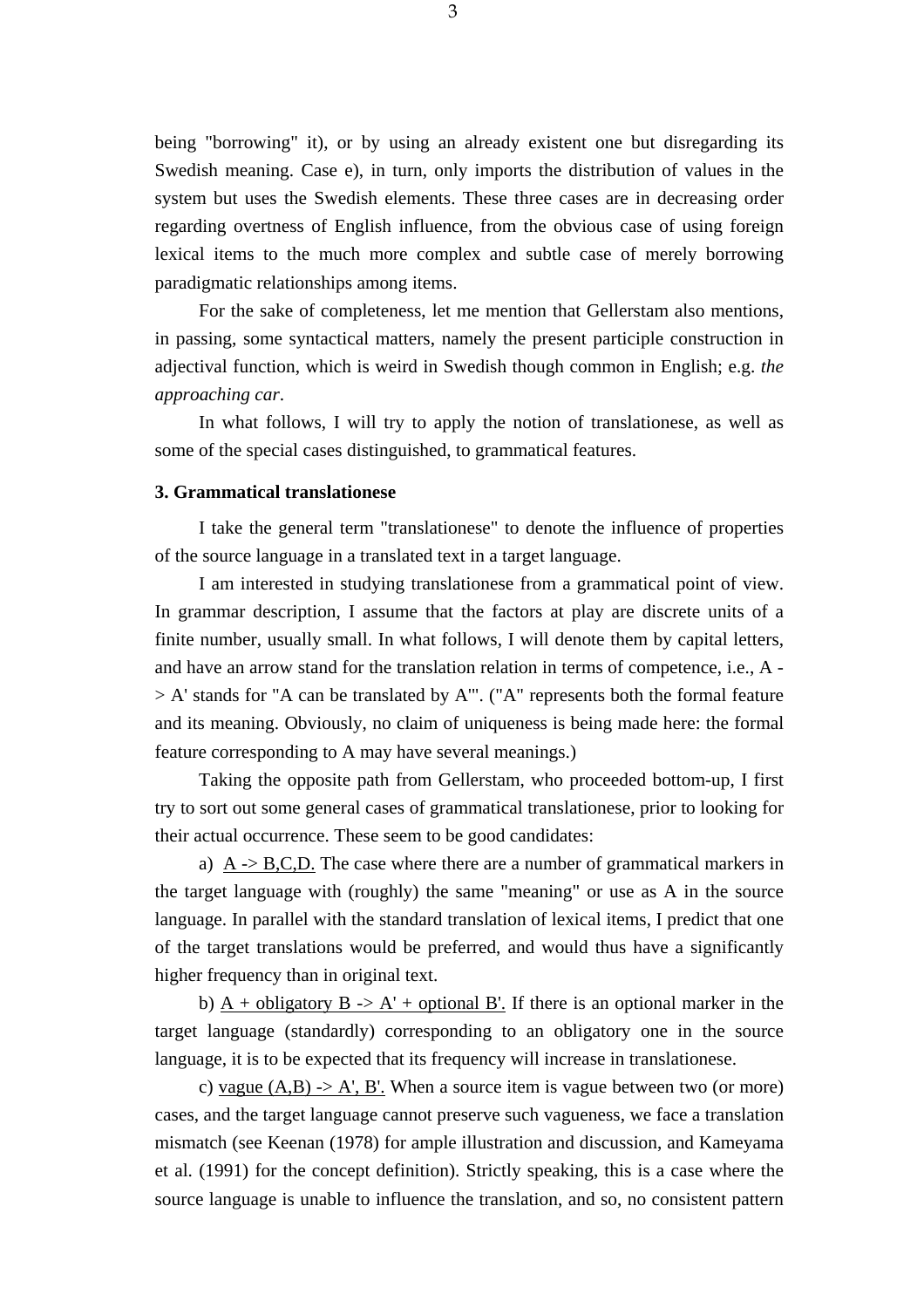being "borrowing" it), or by using an already existent one but disregarding its Swedish meaning. Case e), in turn, only imports the distribution of values in the system but uses the Swedish elements. These three cases are in decreasing order regarding overtness of English influence, from the obvious case of using foreign lexical items to the much more complex and subtle case of merely borrowing paradigmatic relationships among items.

For the sake of completeness, let me mention that Gellerstam also mentions, in passing, some syntactical matters, namely the present participle construction in adjectival function, which is weird in Swedish though common in English; e.g. *the approaching car*.

In what follows, I will try to apply the notion of translationese, as well as some of the special cases distinguished, to grammatical features.

### 3. Grammatical translationese

I take the general term "translationese" to denote the influence of properties of the source language in a translated text in a target language.

I am interested in studying translationese from a grammatical point of view. In grammar description, I assume that the factors at play are discrete units of a finite number, usually small. In what follows, I will denote them by capital letters, and have an arrow stand for the translation relation in terms of competence, i.e., A -> A' stands for "A can be translated by A'". ("A" represents both the formal feature and its meaning. Obviously, no claim of uniqueness is being made here: the formal feature corresponding to A may have several meanings.)

Taking the opposite path from Gellerstam, who proceeded bottom-up, I first try to sort out some general cases of grammatical translationese, prior to looking for their actual occurrence. These seem to be good candidates:

a) <u>A -> B,C,D.</u> The case where there are a number of grammatical markers in the target language with (roughly) the same "meaning" or use as A in the source language. In parallel with the standard translation of lexical items, I predict that one of the target translations would be preferred, and would thus have a significantly higher frequency than in original text.

b) <u>A + obligatory B -> A' + optional B'.</u> If there is an optional marker in the target language (standardly) corresponding to an obligatory one in the source language, it is to be expected that its frequency will increase in translationese.

c) <u>vague (A,B) -> A', B'.</u> When a source item is vague between two (or more) cases, and the target language cannot preserve such vagueness, we face a translation mismatch (see Keenan (1978) for ample illustration and discussion, and Kameyama et al. (1991) for the concept definition). Strictly speaking, this is a case where the source language is unable to influence the translation, and so, no consistent pattern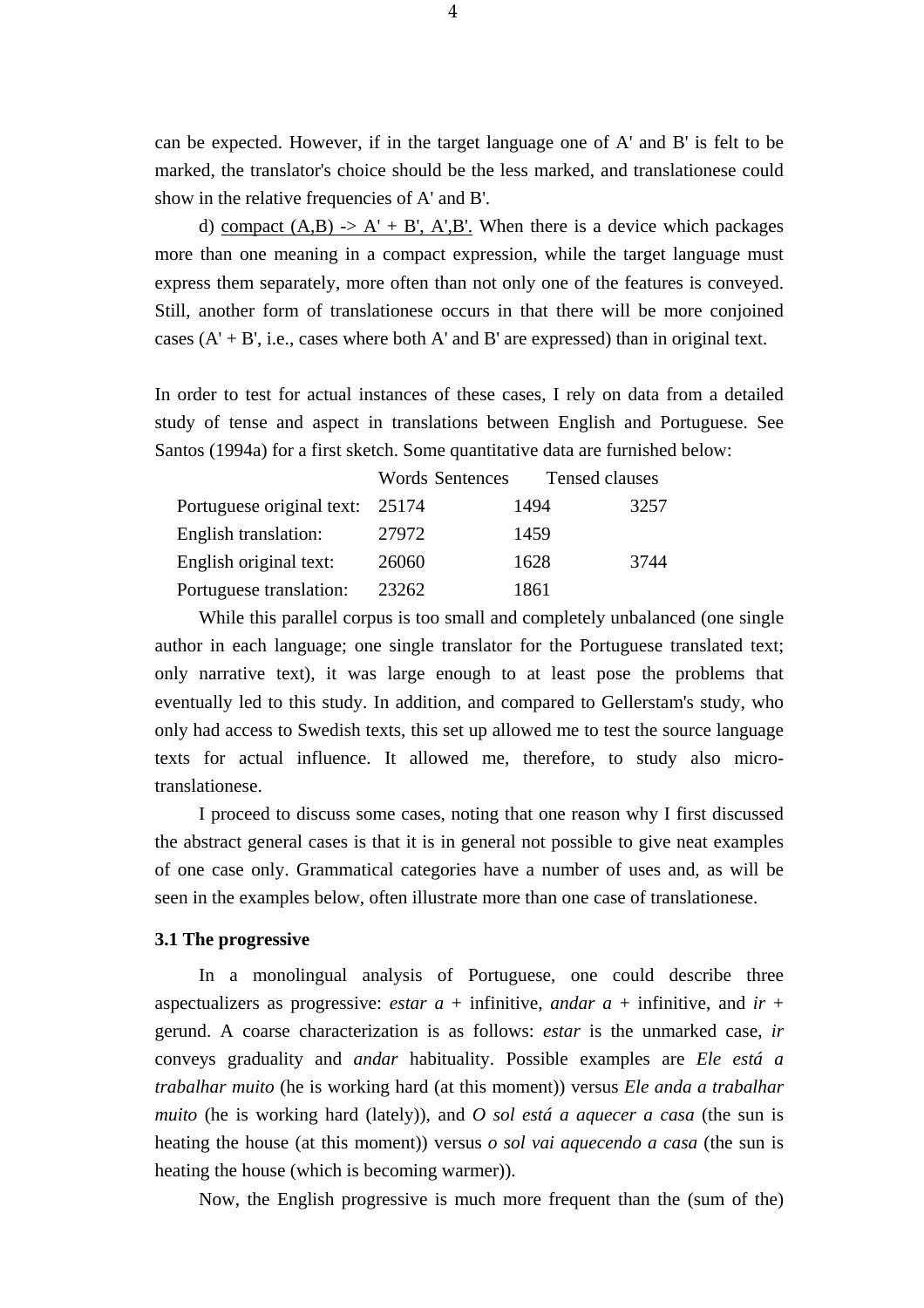can be expected. However, if in the target language one of A' and B' is felt to be marked, the translator's choice should be the less marked, and translationese could show in the relative frequencies of A' and B'.

d) <u>compact (A,B) -> A' + B', A',B'.</u> When there is a device which packages more than one meaning in a compact expression, while the target language must express them separately, more often than not only one of the features is conveyed. Still, another form of translationese occurs in that there will be more conjoined cases (A' + B', i.e., cases where both A' and B' are expressed) than in original text.

In order to test for actual instances of these cases, I rely on data from a detailed study of tense and aspect in translations between English and Portuguese. See Santos (1994a) for a first sketch. Some quantitative data are furnished below:

| | Words | Sentences | Tensed clauses |
|---|---|---|---|
| Portuguese original text: | 25174 | 1494 | 3257 |
| English translation: | 27972 | 1459 | |
| English original text: | 26060 | 1628 | 3744 |
| Portuguese translation: | 23262 | 1861 | |

While this parallel corpus is too small and completely unbalanced (one single author in each language; one single translator for the Portuguese translated text; only narrative text), it was large enough to at least pose the problems that eventually led to this study. In addition, and compared to Gellerstam's study, who only had access to Swedish texts, this set up allowed me to test the source language texts for actual influence. It allowed me, therefore, to study also micro-translationese.

I proceed to discuss some cases, noting that one reason why I first discussed the abstract general cases is that it is in general not possible to give neat examples of one case only. Grammatical categories have a number of uses and, as will be seen in the examples below, often illustrate more than one case of translationese.

### 3.1 The progressive

In a monolingual analysis of Portuguese, one could describe three aspectualizers as progressive: *estar a* + infinitive, *andar a* + infinitive, and *ir* + gerund. A coarse characterization is as follows: *estar* is the unmarked case, *ir* conveys graduality and *andar* habituality. Possible examples are *Ele está a trabalhar muito* (he is working hard (at this moment)) versus *Ele anda a trabalhar muito* (he is working hard (lately)), and *O sol está a aquecer a casa* (the sun is heating the house (at this moment)) versus *o sol vai aquecendo a casa* (the sun is heating the house (which is becoming warmer)).

Now, the English progressive is much more frequent than the (sum of the)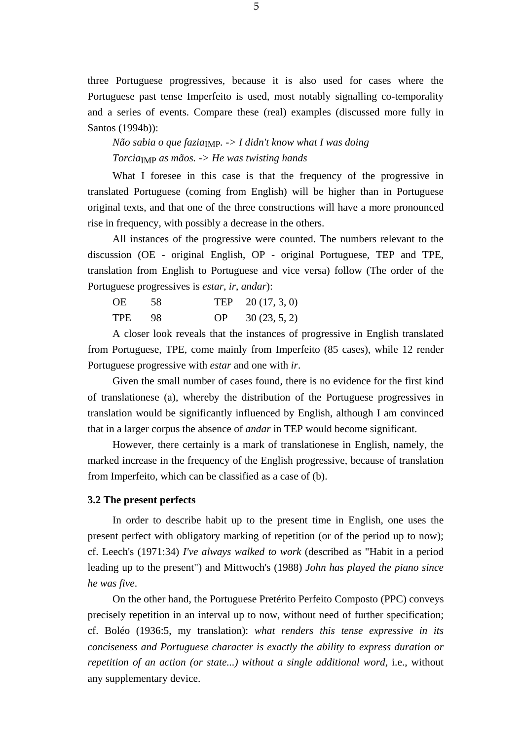three Portuguese progressives, because it is also used for cases where the Portuguese past tense Imperfeito is used, most notably signalling co-temporality and a series of events. Compare these (real) examples (discussed more fully in Santos (1994b)):

*Não sabia o que fazia*$_{\text{IMP}}$. -> *I didn't know what I was doing*

*Torcia*$_{\text{IMP}}$ *as mãos*. -> *He was twisting hands*

What I foresee in this case is that the frequency of the progressive in translated Portuguese (coming from English) will be higher than in Portuguese original texts, and that one of the three constructions will have a more pronounced rise in frequency, with possibly a decrease in the others.

All instances of the progressive were counted. The numbers relevant to the discussion (OE - original English, OP - original Portuguese, TEP and TPE, translation from English to Portuguese and vice versa) follow (The order of the Portuguese progressives is *estar*, *ir*, *andar*):

| | | | |
|---|---|---|---|
| OE | 58 | TEP | 20 (17, 3, 0) |
| TPE | 98 | OP | 30 (23, 5, 2) |

A closer look reveals that the instances of progressive in English translated from Portuguese, TPE, come mainly from Imperfeito (85 cases), while 12 render Portuguese progressive with *estar* and one with *ir*.

Given the small number of cases found, there is no evidence for the first kind of translationese (a), whereby the distribution of the Portuguese progressives in translation would be significantly influenced by English, although I am convinced that in a larger corpus the absence of *andar* in TEP would become significant.

However, there certainly is a mark of translationese in English, namely, the marked increase in the frequency of the English progressive, because of translation from Imperfeito, which can be classified as a case of (b).

### 3.2 The present perfects

In order to describe habit up to the present time in English, one uses the present perfect with obligatory marking of repetition (or of the period up to now); cf. Leech's (1971:34) *I've always walked to work* (described as "Habit in a period leading up to the present") and Mittwoch's (1988) *John has played the piano since he was five*.

On the other hand, the Portuguese Pretérito Perfeito Composto (PPC) conveys precisely repetition in an interval up to now, without need of further specification; cf. Boléo (1936:5, my translation): *what renders this tense expressive in its conciseness and Portuguese character is exactly the ability to express duration or repetition of an action (or state...) without a single additional word*, i.e., without any supplementary device.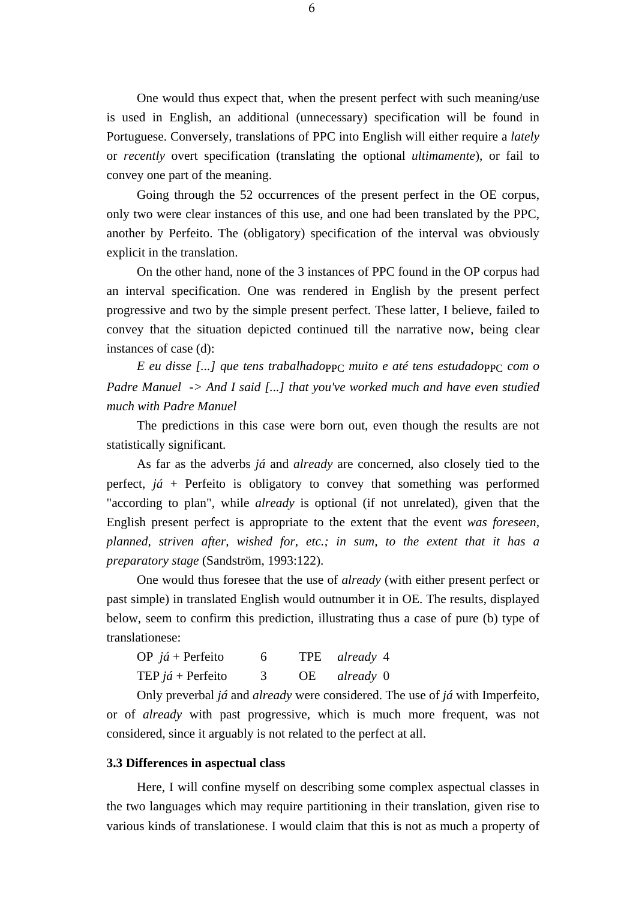One would thus expect that, when the present perfect with such meaning/use is used in English, an additional (unnecessary) specification will be found in Portuguese. Conversely, translations of PPC into English will either require a *lately* or *recently* overt specification (translating the optional *ultimamente*), or fail to convey one part of the meaning.

Going through the 52 occurrences of the present perfect in the OE corpus, only two were clear instances of this use, and one had been translated by the PPC, another by Perfeito. The (obligatory) specification of the interval was obviously explicit in the translation.

On the other hand, none of the 3 instances of PPC found in the OP corpus had an interval specification. One was rendered in English by the present perfect progressive and two by the simple present perfect. These latter, I believe, failed to convey that the situation depicted continued till the narrative now, being clear instances of case (d):

*E eu disse [...] que tens trabalhado*$_{\text{PPC}}$ *muito e até tens estudado*$_{\text{PPC}}$ *com o Padre Manuel -> And I said [...] that you've worked much and have even studied much with Padre Manuel*

The predictions in this case were born out, even though the results are not statistically significant.

As far as the adverbs *já* and *already* are concerned, also closely tied to the perfect, *já* + Perfeito is obligatory to convey that something was performed "according to plan", while *already* is optional (if not unrelated), given that the English present perfect is appropriate to the extent that the event *was foreseen, planned, striven after, wished for, etc.; in sum, to the extent that it has a preparatory stage* (Sandström, 1993:122).

One would thus foresee that the use of *already* (with either present perfect or past simple) in translated English would outnumber it in OE. The results, displayed below, seem to confirm this prediction, illustrating thus a case of pure (b) type of translationese:

| | | | | |
|---|---|---|---|---|
| OP *já* + Perfeito | 6 | TPE | *already* | 4 |
| TEP *já* + Perfeito | 3 | OE | *already* | 0 |

Only preverbal *já* and *already* were considered. The use of *já* with Imperfeito, or of *already* with past progressive, which is much more frequent, was not considered, since it arguably is not related to the perfect at all.

### 3.3 Differences in aspectual class

Here, I will confine myself on describing some complex aspectual classes in the two languages which may require partitioning in their translation, given rise to various kinds of translationese. I would claim that this is not as much a property of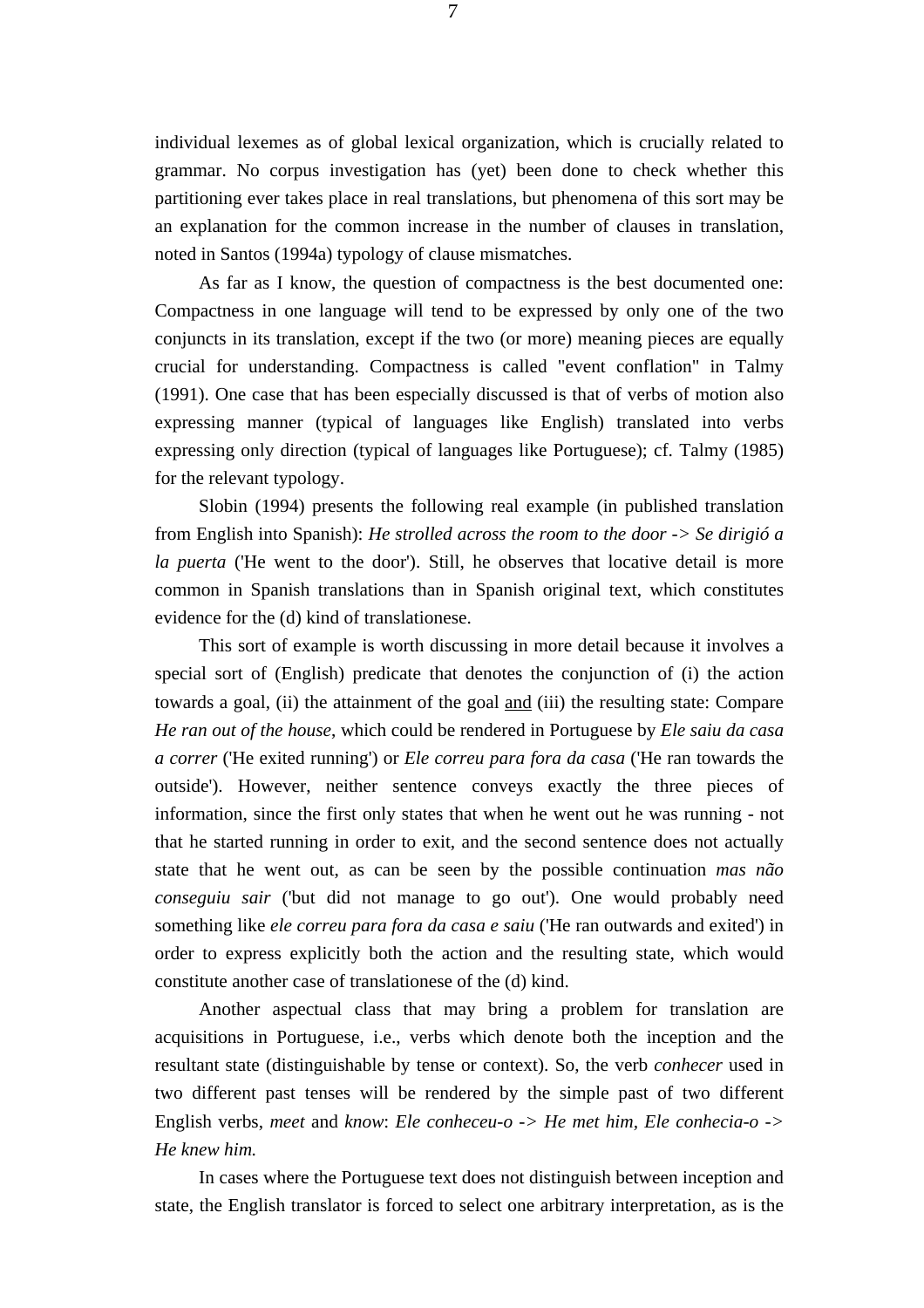individual lexemes as of global lexical organization, which is crucially related to grammar. No corpus investigation has (yet) been done to check whether this partitioning ever takes place in real translations, but phenomena of this sort may be an explanation for the common increase in the number of clauses in translation, noted in Santos (1994a) typology of clause mismatches.

As far as I know, the question of compactness is the best documented one: Compactness in one language will tend to be expressed by only one of the two conjuncts in its translation, except if the two (or more) meaning pieces are equally crucial for understanding. Compactness is called "event conflation" in Talmy (1991). One case that has been especially discussed is that of verbs of motion also expressing manner (typical of languages like English) translated into verbs expressing only direction (typical of languages like Portuguese); cf. Talmy (1985) for the relevant typology.

Slobin (1994) presents the following real example (in published translation from English into Spanish): *He strolled across the room to the door -> Se dirigió a la puerta* ('He went to the door'). Still, he observes that locative detail is more common in Spanish translations than in Spanish original text, which constitutes evidence for the (d) kind of translationese.

This sort of example is worth discussing in more detail because it involves a special sort of (English) predicate that denotes the conjunction of (i) the action towards a goal, (ii) the attainment of the goal <u>and</u> (iii) the resulting state: Compare *He ran out of the house*, which could be rendered in Portuguese by *Ele saiu da casa a correr* ('He exited running') or *Ele correu para fora da casa* ('He ran towards the outside'). However, neither sentence conveys exactly the three pieces of information, since the first only states that when he went out he was running - not that he started running in order to exit, and the second sentence does not actually state that he went out, as can be seen by the possible continuation *mas não conseguiu sair* ('but did not manage to go out'). One would probably need something like *ele correu para fora da casa e saiu* ('He ran outwards and exited') in order to express explicitly both the action and the resulting state, which would constitute another case of translationese of the (d) kind.

Another aspectual class that may bring a problem for translation are acquisitions in Portuguese, i.e., verbs which denote both the inception and the resultant state (distinguishable by tense or context). So, the verb *conhecer* used in two different past tenses will be rendered by the simple past of two different English verbs, *meet* and *know*: *Ele conheceu-o -> He met him*, *Ele conhecia-o -> He knew him.*

In cases where the Portuguese text does not distinguish between inception and state, the English translator is forced to select one arbitrary interpretation, as is the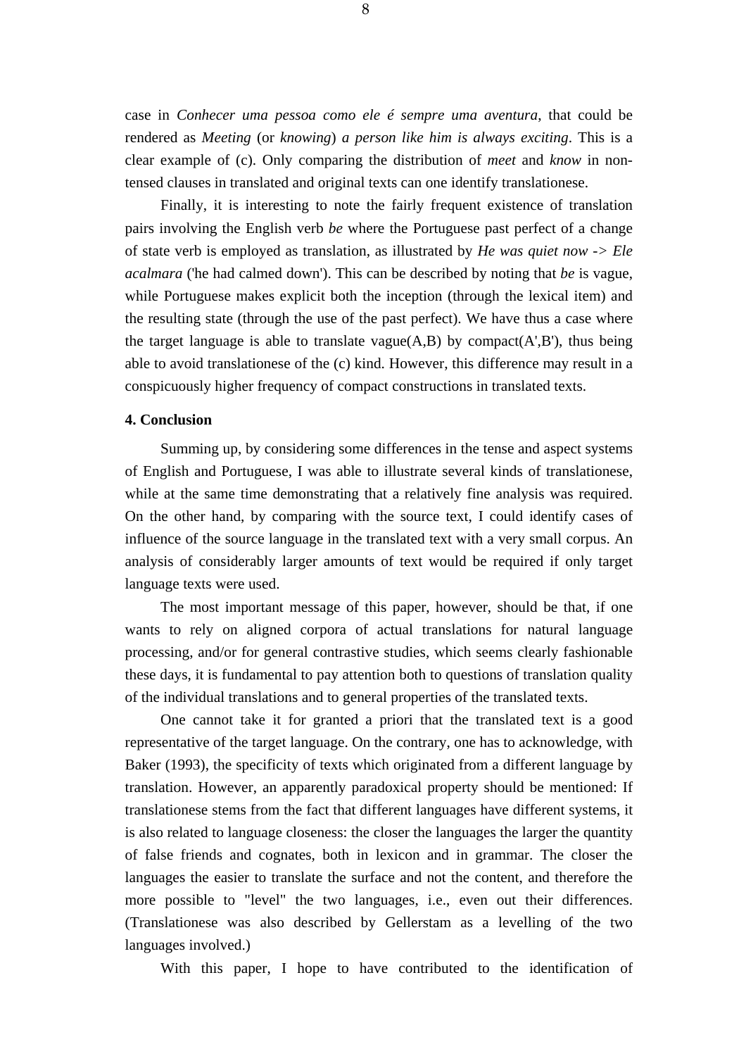case in *Conhecer uma pessoa como ele é sempre uma aventura*, that could be rendered as *Meeting* (or *knowing*) *a person like him is always exciting*. This is a clear example of (c). Only comparing the distribution of *meet* and *know* in non-tensed clauses in translated and original texts can one identify translationese.

Finally, it is interesting to note the fairly frequent existence of translation pairs involving the English verb *be* where the Portuguese past perfect of a change of state verb is employed as translation, as illustrated by *He was quiet now -> Ele acalmara* ('he had calmed down'). This can be described by noting that *be* is vague, while Portuguese makes explicit both the inception (through the lexical item) and the resulting state (through the use of the past perfect). We have thus a case where the target language is able to translate vague(A,B) by compact(A',B'), thus being able to avoid translationese of the (c) kind. However, this difference may result in a conspicuously higher frequency of compact constructions in translated texts.

**4. Conclusion**

Summing up, by considering some differences in the tense and aspect systems of English and Portuguese, I was able to illustrate several kinds of translationese, while at the same time demonstrating that a relatively fine analysis was required. On the other hand, by comparing with the source text, I could identify cases of influence of the source language in the translated text with a very small corpus. An analysis of considerably larger amounts of text would be required if only target language texts were used.

The most important message of this paper, however, should be that, if one wants to rely on aligned corpora of actual translations for natural language processing, and/or for general contrastive studies, which seems clearly fashionable these days, it is fundamental to pay attention both to questions of translation quality of the individual translations and to general properties of the translated texts.

One cannot take it for granted a priori that the translated text is a good representative of the target language. On the contrary, one has to acknowledge, with Baker (1993), the specificity of texts which originated from a different language by translation. However, an apparently paradoxical property should be mentioned: If translationese stems from the fact that different languages have different systems, it is also related to language closeness: the closer the languages the larger the quantity of false friends and cognates, both in lexicon and in grammar. The closer the languages the easier to translate the surface and not the content, and therefore the more possible to "level" the two languages, i.e., even out their differences. (Translationese was also described by Gellerstam as a levelling of the two languages involved.)

With this paper, I hope to have contributed to the identification of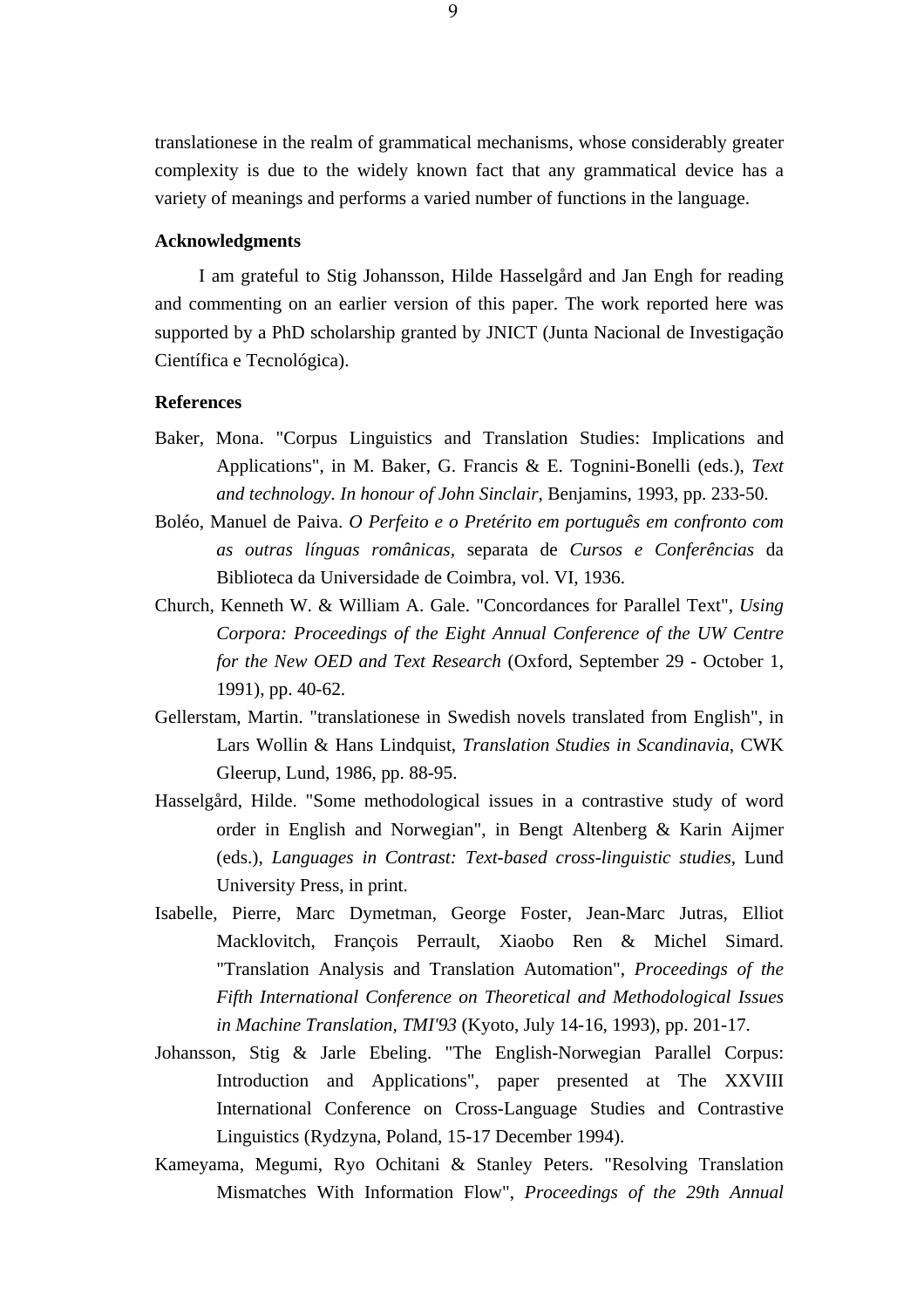translationese in the realm of grammatical mechanisms, whose considerably greater complexity is due to the widely known fact that any grammatical device has a variety of meanings and performs a varied number of functions in the language.

## Acknowledgments

I am grateful to Stig Johansson, Hilde Hasselgård and Jan Engh for reading and commenting on an earlier version of this paper. The work reported here was supported by a PhD scholarship granted by JNICT (Junta Nacional de Investigação Científica e Tecnológica).

## References

Baker, Mona. "Corpus Linguistics and Translation Studies: Implications and Applications", in M. Baker, G. Francis & E. Tognini-Bonelli (eds.), *Text and technology. In honour of John Sinclair*, Benjamins, 1993, pp. 233-50.

Boléo, Manuel de Paiva. *O Perfeito e o Pretérito em português em confronto com as outras línguas românicas*, separata de *Cursos e Conferências* da Biblioteca da Universidade de Coimbra, vol. VI, 1936.

Church, Kenneth W. & William A. Gale. "Concordances for Parallel Text", *Using Corpora: Proceedings of the Eight Annual Conference of the UW Centre for the New OED and Text Research* (Oxford, September 29 - October 1, 1991), pp. 40-62.

Gellerstam, Martin. "translationese in Swedish novels translated from English", in Lars Wollin & Hans Lindquist, *Translation Studies in Scandinavia*, CWK Gleerup, Lund, 1986, pp. 88-95.

Hasselgård, Hilde. "Some methodological issues in a contrastive study of word order in English and Norwegian", in Bengt Altenberg & Karin Aijmer (eds.), *Languages in Contrast: Text-based cross-linguistic studies*, Lund University Press, in print.

Isabelle, Pierre, Marc Dymetman, George Foster, Jean-Marc Jutras, Elliot Macklovitch, François Perrault, Xiaobo Ren & Michel Simard. "Translation Analysis and Translation Automation", *Proceedings of the Fifth International Conference on Theoretical and Methodological Issues in Machine Translation, TMI'93* (Kyoto, July 14-16, 1993), pp. 201-17.

Johansson, Stig & Jarle Ebeling. "The English-Norwegian Parallel Corpus: Introduction and Applications", paper presented at The XXVIII International Conference on Cross-Language Studies and Contrastive Linguistics (Rydzyna, Poland, 15-17 December 1994).

Kameyama, Megumi, Ryo Ochitani & Stanley Peters. "Resolving Translation Mismatches With Information Flow", *Proceedings of the 29th Annual*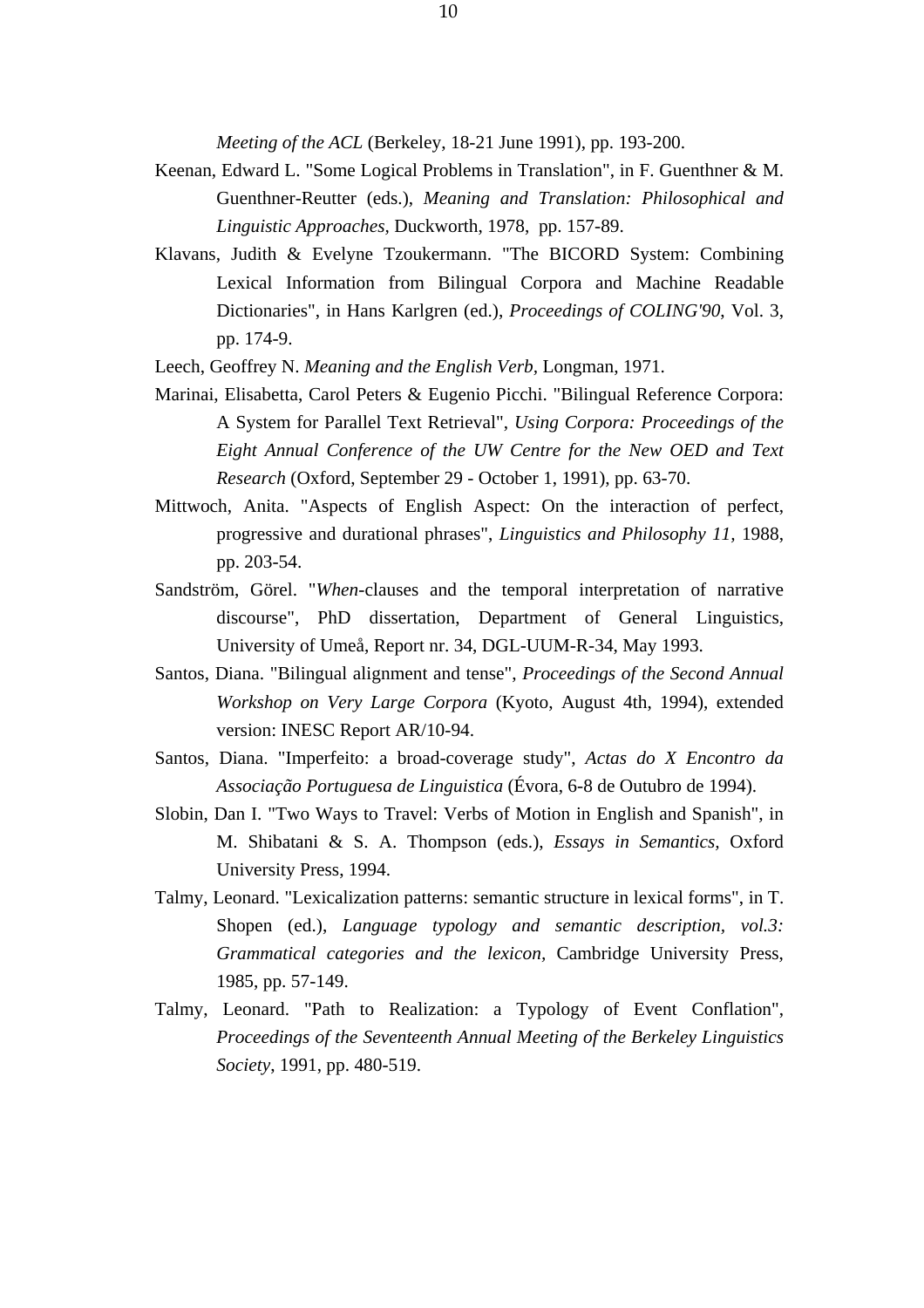*Meeting of the ACL* (Berkeley, 18-21 June 1991), pp. 193-200.

Keenan, Edward L. "Some Logical Problems in Translation", in F. Guenthner & M. Guenthner-Reutter (eds.), *Meaning and Translation: Philosophical and Linguistic Approaches,* Duckworth, 1978, pp. 157-89.

Klavans, Judith & Evelyne Tzoukermann. "The BICORD System: Combining Lexical Information from Bilingual Corpora and Machine Readable Dictionaries", in Hans Karlgren (ed.), *Proceedings of COLING'90*, Vol. 3, pp. 174-9.

Leech, Geoffrey N. *Meaning and the English Verb,* Longman, 1971.

Marinai, Elisabetta, Carol Peters & Eugenio Picchi. "Bilingual Reference Corpora: A System for Parallel Text Retrieval", *Using Corpora: Proceedings of the Eight Annual Conference of the UW Centre for the New OED and Text Research* (Oxford, September 29 - October 1, 1991), pp. 63-70.

Mittwoch, Anita. "Aspects of English Aspect: On the interaction of perfect, progressive and durational phrases", *Linguistics and Philosophy 11,* 1988, pp. 203-54.

Sandström, Görel. "*When*-clauses and the temporal interpretation of narrative discourse", PhD dissertation, Department of General Linguistics, University of Umeå, Report nr. 34, DGL-UUM-R-34, May 1993.

Santos, Diana. "Bilingual alignment and tense", *Proceedings of the Second Annual Workshop on Very Large Corpora* (Kyoto, August 4th, 1994), extended version: INESC Report AR/10-94.

Santos, Diana. "Imperfeito: a broad-coverage study", *Actas do X Encontro da Associação Portuguesa de Linguistica* (Évora, 6-8 de Outubro de 1994).

Slobin, Dan I. "Two Ways to Travel: Verbs of Motion in English and Spanish", in M. Shibatani & S. A. Thompson (eds.), *Essays in Semantics,* Oxford University Press, 1994.

Talmy, Leonard. "Lexicalization patterns: semantic structure in lexical forms", in T. Shopen (ed.), *Language typology and semantic description, vol.3: Grammatical categories and the lexicon,* Cambridge University Press, 1985, pp. 57-149.

Talmy, Leonard. "Path to Realization: a Typology of Event Conflation", *Proceedings of the Seventeenth Annual Meeting of the Berkeley Linguistics Society*, 1991, pp. 480-519.